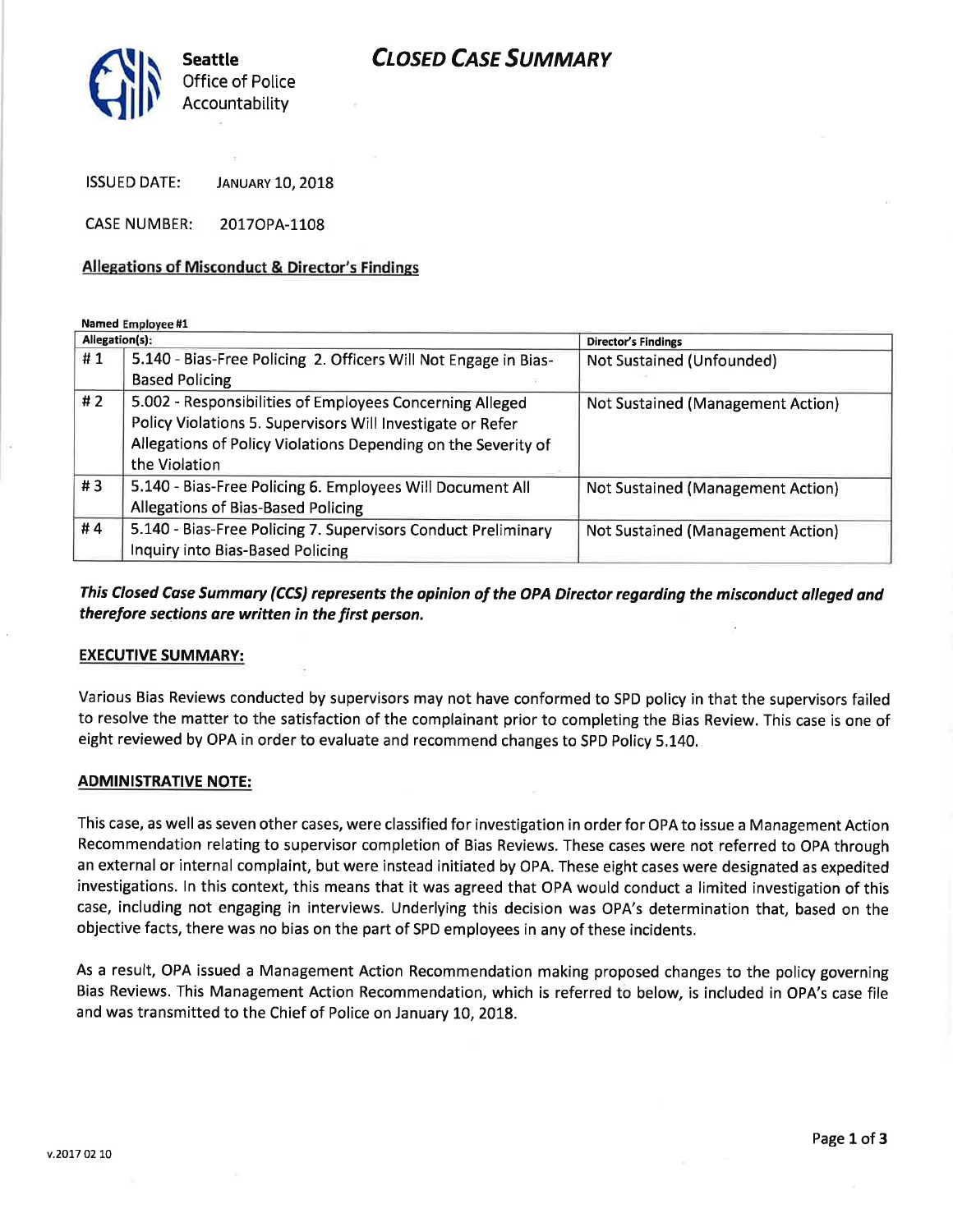Seattle Office of Police Accountability

# CLOSED CASE SUMMARY

ISSUED DATE: JANUARY 10, 2018

CASE NUMBER: 2017OPA-1108

## Allegations of Misconduct & Director's Findings

**Named Employee #1**

| Allegation(s): | | Director's Findings |
|---|---|---|
| # 1 | 5.140 - Bias-Free Policing 2. Officers Will Not Engage in Bias-Based Policing | Not Sustained (Unfounded) |
| # 2 | 5.002 - Responsibilities of Employees Concerning Alleged Policy Violations 5. Supervisors Will Investigate or Refer Allegations of Policy Violations Depending on the Severity of the Violation | Not Sustained (Management Action) |
| # 3 | 5.140 - Bias-Free Policing 6. Employees Will Document All Allegations of Bias-Based Policing | Not Sustained (Management Action) |
| # 4 | 5.140 - Bias-Free Policing 7. Supervisors Conduct Preliminary Inquiry into Bias-Based Policing | Not Sustained (Management Action) |

***This Closed Case Summary (CCS) represents the opinion of the OPA Director regarding the misconduct alleged and therefore sections are written in the first person.***

## EXECUTIVE SUMMARY:

Various Bias Reviews conducted by supervisors may not have conformed to SPD policy in that the supervisors failed to resolve the matter to the satisfaction of the complainant prior to completing the Bias Review. This case is one of eight reviewed by OPA in order to evaluate and recommend changes to SPD Policy 5.140.

## ADMINISTRATIVE NOTE:

This case, as well as seven other cases, were classified for investigation in order for OPA to issue a Management Action Recommendation relating to supervisor completion of Bias Reviews. These cases were not referred to OPA through an external or internal complaint, but were instead initiated by OPA. These eight cases were designated as expedited investigations. In this context, this means that it was agreed that OPA would conduct a limited investigation of this case, including not engaging in interviews. Underlying this decision was OPA's determination that, based on the objective facts, there was no bias on the part of SPD employees in any of these incidents.

As a result, OPA issued a Management Action Recommendation making proposed changes to the policy governing Bias Reviews. This Management Action Recommendation, which is referred to below, is included in OPA's case file and was transmitted to the Chief of Police on January 10, 2018.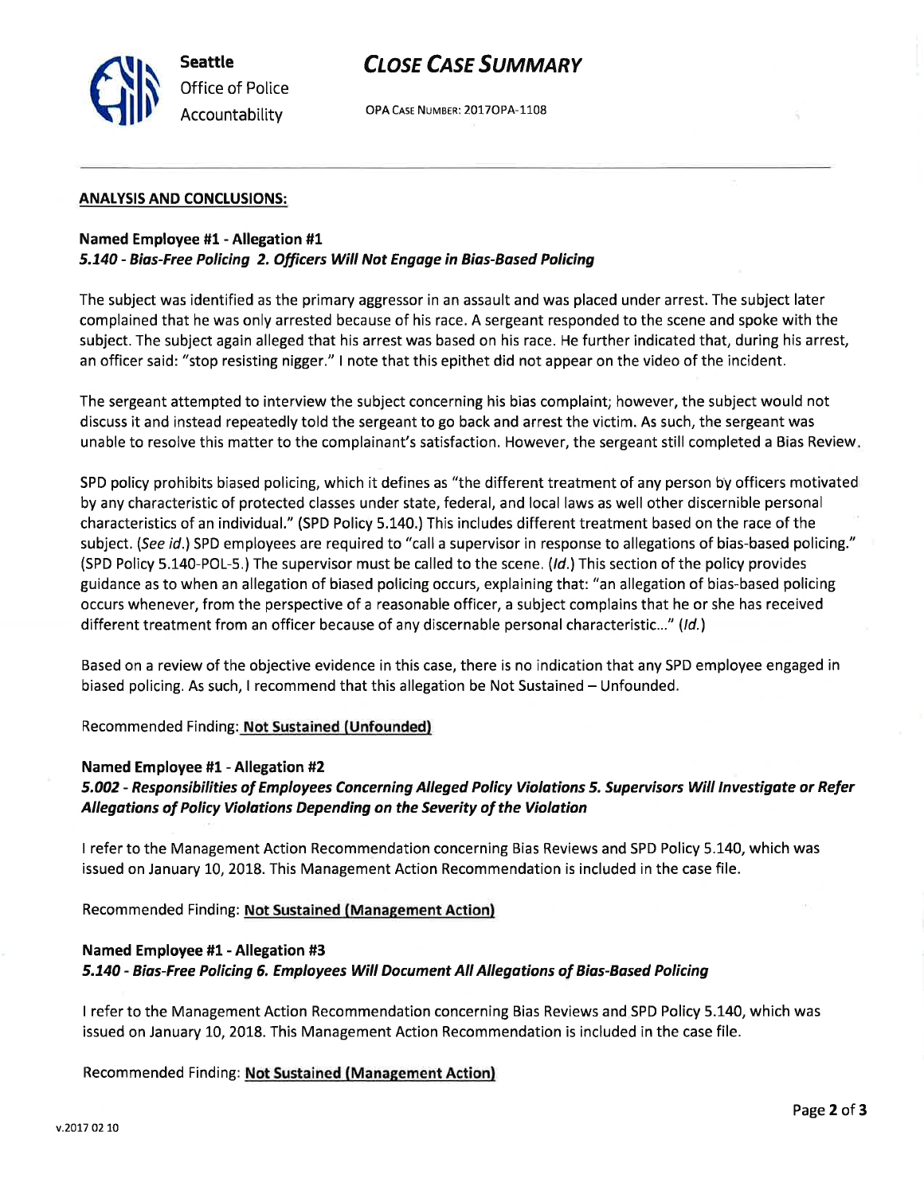## ANALYSIS AND CONCLUSIONS:

**Named Employee #1 - Allegation #1**
***5.140 - Bias-Free Policing 2. Officers Will Not Engage in Bias-Based Policing***

The subject was identified as the primary aggressor in an assault and was placed under arrest. The subject later complained that he was only arrested because of his race. A sergeant responded to the scene and spoke with the subject. The subject again alleged that his arrest was based on his race. He further indicated that, during his arrest, an officer said: "stop resisting nigger." I note that this epithet did not appear on the video of the incident.

The sergeant attempted to interview the subject concerning his bias complaint; however, the subject would not discuss it and instead repeatedly told the sergeant to go back and arrest the victim. As such, the sergeant was unable to resolve this matter to the complainant's satisfaction. However, the sergeant still completed a Bias Review.

SPD policy prohibits biased policing, which it defines as "the different treatment of any person by officers motivated by any characteristic of protected classes under state, federal, and local laws as well other discernible personal characteristics of an individual." (SPD Policy 5.140.) This includes different treatment based on the race of the subject. (*See id.*) SPD employees are required to "call a supervisor in response to allegations of bias-based policing." (SPD Policy 5.140-POL-5.) The supervisor must be called to the scene. (*Id.*) This section of the policy provides guidance as to when an allegation of biased policing occurs, explaining that: "an allegation of bias-based policing occurs whenever, from the perspective of a reasonable officer, a subject complains that he or she has received different treatment from an officer because of any discernable personal characteristic..." (*Id.*)

Based on a review of the objective evidence in this case, there is no indication that any SPD employee engaged in biased policing. As such, I recommend that this allegation be Not Sustained – Unfounded.

Recommended Finding: **Not Sustained (Unfounded)**

**Named Employee #1 - Allegation #2**
***5.002 - Responsibilities of Employees Concerning Alleged Policy Violations 5. Supervisors Will Investigate or Refer Allegations of Policy Violations Depending on the Severity of the Violation***

I refer to the Management Action Recommendation concerning Bias Reviews and SPD Policy 5.140, which was issued on January 10, 2018. This Management Action Recommendation is included in the case file.

Recommended Finding: **Not Sustained (Management Action)**

**Named Employee #1 - Allegation #3**
***5.140 - Bias-Free Policing 6. Employees Will Document All Allegations of Bias-Based Policing***

I refer to the Management Action Recommendation concerning Bias Reviews and SPD Policy 5.140, which was issued on January 10, 2018. This Management Action Recommendation is included in the case file.

Recommended Finding: **Not Sustained (Management Action)**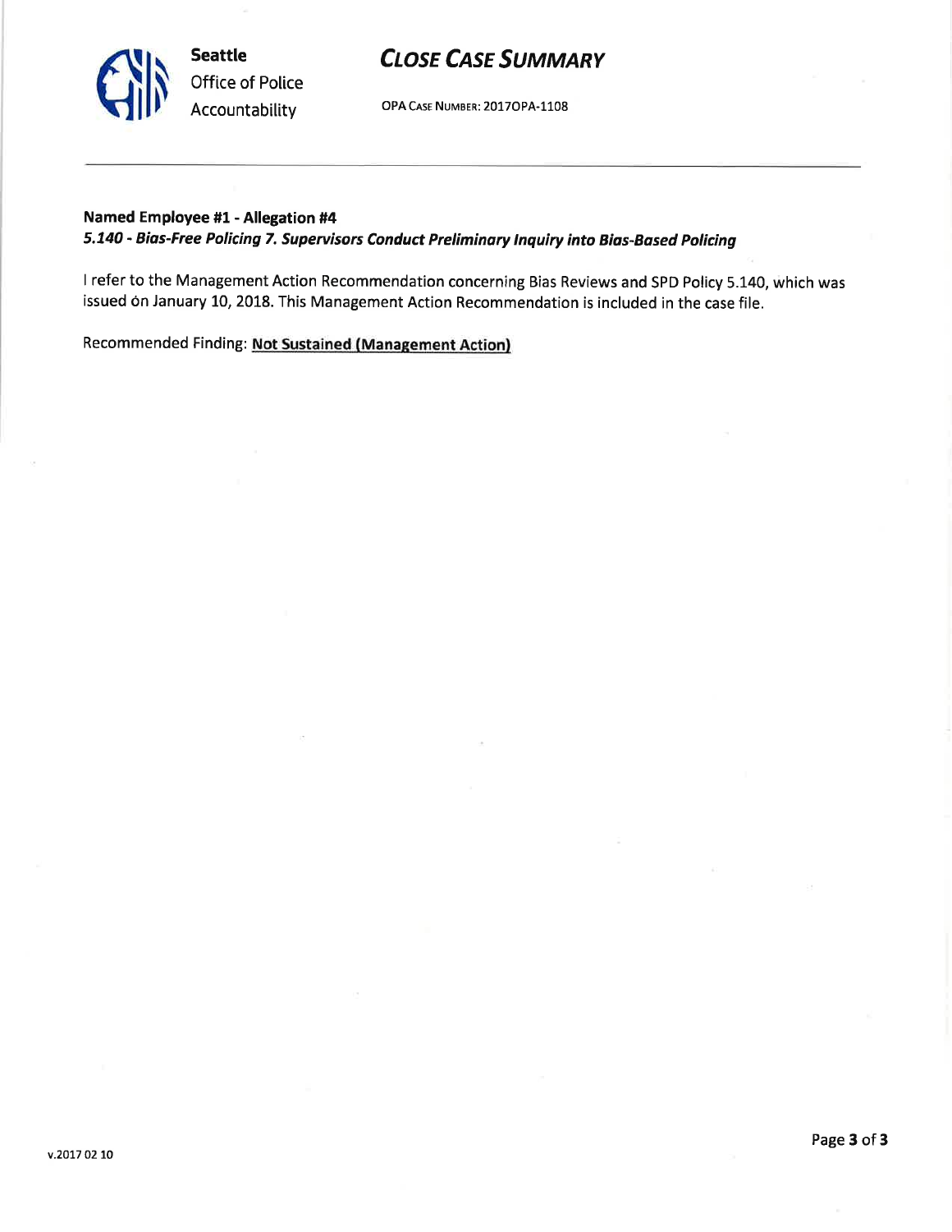**Named Employee #1 - Allegation #4**
***5.140 - Bias-Free Policing 7. Supervisors Conduct Preliminary Inquiry into Bias-Based Policing***

I refer to the Management Action Recommendation concerning Bias Reviews and SPD Policy 5.140, which was issued on January 10, 2018. This Management Action Recommendation is included in the case file.

Recommended Finding: **Not Sustained (Management Action)**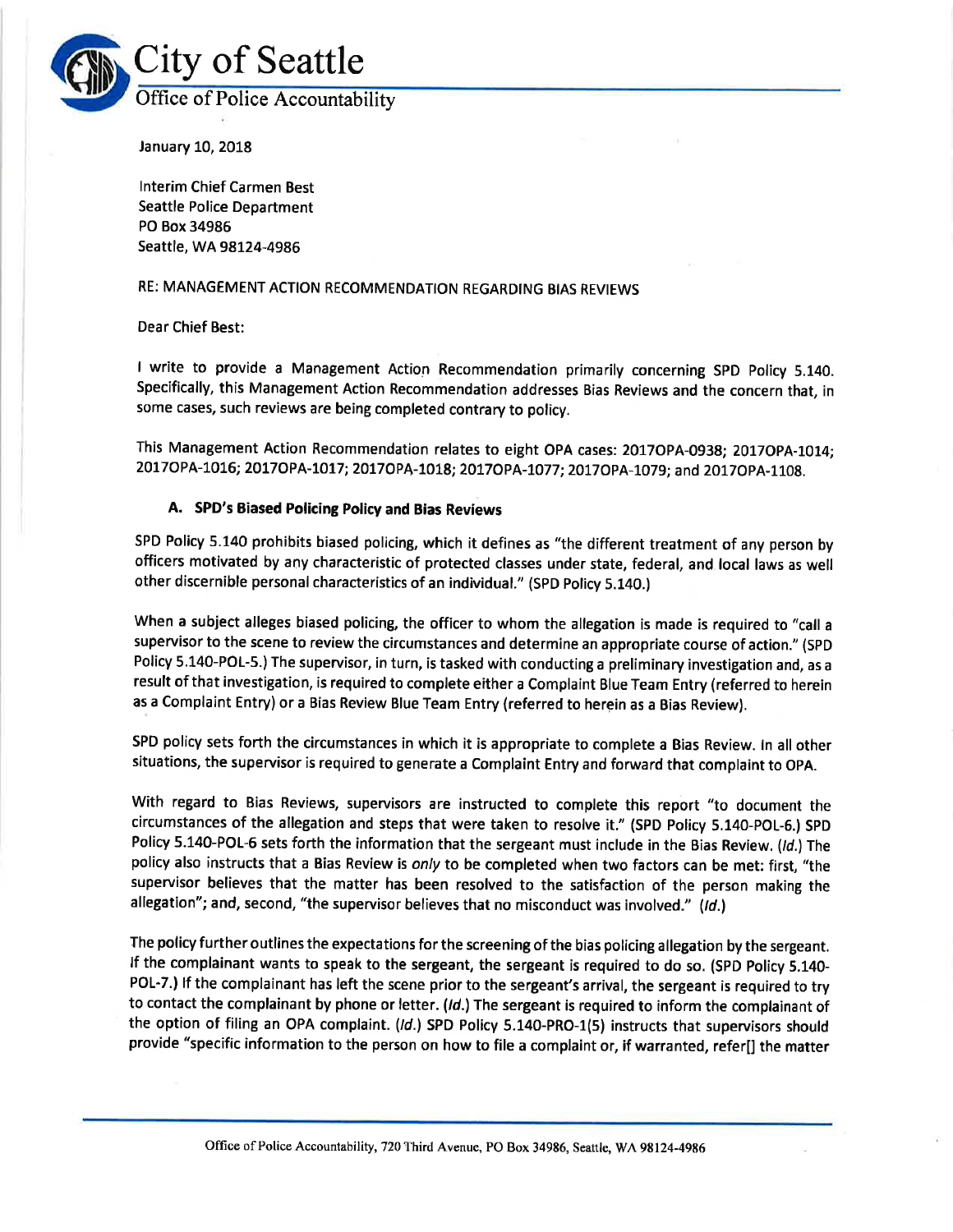# City of Seattle

## Office of Police Accountability

January 10, 2018

Interim Chief Carmen Best
Seattle Police Department
PO Box 34986
Seattle, WA 98124-4986

RE: MANAGEMENT ACTION RECOMMENDATION REGARDING BIAS REVIEWS

Dear Chief Best:

I write to provide a Management Action Recommendation primarily concerning SPD Policy 5.140. Specifically, this Management Action Recommendation addresses Bias Reviews and the concern that, in some cases, such reviews are being completed contrary to policy.

This Management Action Recommendation relates to eight OPA cases: 2017OPA-0938; 2017OPA-1014; 2017OPA-1016; 2017OPA-1017; 2017OPA-1018; 2017OPA-1077; 2017OPA-1079; and 2017OPA-1108.

### A. SPD's Biased Policing Policy and Bias Reviews

SPD Policy 5.140 prohibits biased policing, which it defines as "the different treatment of any person by officers motivated by any characteristic of protected classes under state, federal, and local laws as well other discernible personal characteristics of an individual." (SPD Policy 5.140.)

When a subject alleges biased policing, the officer to whom the allegation is made is required to "call a supervisor to the scene to review the circumstances and determine an appropriate course of action." (SPD Policy 5.140-POL-5.) The supervisor, in turn, is tasked with conducting a preliminary investigation and, as a result of that investigation, is required to complete either a Complaint Blue Team Entry (referred to herein as a Complaint Entry) or a Bias Review Blue Team Entry (referred to herein as a Bias Review).

SPD policy sets forth the circumstances in which it is appropriate to complete a Bias Review. In all other situations, the supervisor is required to generate a Complaint Entry and forward that complaint to OPA.

With regard to Bias Reviews, supervisors are instructed to complete this report "to document the circumstances of the allegation and steps that were taken to resolve it." (SPD Policy 5.140-POL-6.) SPD Policy 5.140-POL-6 sets forth the information that the sergeant must include in the Bias Review. (*Id.*) The policy also instructs that a Bias Review is *only* to be completed when two factors can be met: first, "the supervisor believes that the matter has been resolved to the satisfaction of the person making the allegation"; and, second, "the supervisor believes that no misconduct was involved." (*Id.*)

The policy further outlines the expectations for the screening of the bias policing allegation by the sergeant. If the complainant wants to speak to the sergeant, the sergeant is required to do so. (SPD Policy 5.140-POL-7.) If the complainant has left the scene prior to the sergeant's arrival, the sergeant is required to try to contact the complainant by phone or letter. (*Id.*) The sergeant is required to inform the complainant of the option of filing an OPA complaint. (*Id.*) SPD Policy 5.140-PRO-1(5) instructs that supervisors should provide "specific information to the person on how to file a complaint or, if warranted, refer[] the matter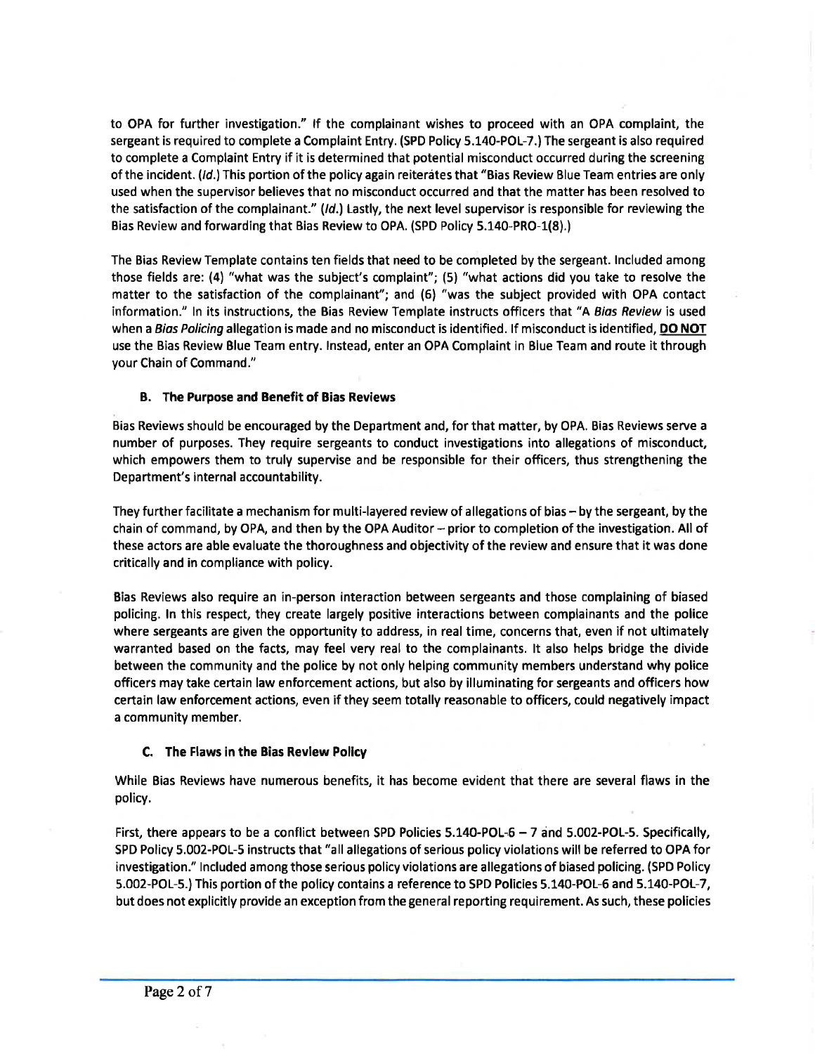to OPA for further investigation." If the complainant wishes to proceed with an OPA complaint, the sergeant is required to complete a Complaint Entry. (SPD Policy 5.140-POL-7.) The sergeant is also required to complete a Complaint Entry if it is determined that potential misconduct occurred during the screening of the incident. (*Id.*) This portion of the policy again reiterates that "Bias Review Blue Team entries are only used when the supervisor believes that no misconduct occurred and that the matter has been resolved to the satisfaction of the complainant." (*Id.*) Lastly, the next level supervisor is responsible for reviewing the Bias Review and forwarding that Bias Review to OPA. (SPD Policy 5.140-PRO-1(8).)

The Bias Review Template contains ten fields that need to be completed by the sergeant. Included among those fields are: (4) "what was the subject's complaint"; (5) "what actions did you take to resolve the matter to the satisfaction of the complainant"; and (6) "was the subject provided with OPA contact information." In its instructions, the Bias Review Template instructs officers that "A *Bias Review* is used when a *Bias Policing* allegation is made and no misconduct is identified. If misconduct is identified, **DO NOT** use the Bias Review Blue Team entry. Instead, enter an OPA Complaint in Blue Team and route it through your Chain of Command."

### B. The Purpose and Benefit of Bias Reviews

Bias Reviews should be encouraged by the Department and, for that matter, by OPA. Bias Reviews serve a number of purposes. They require sergeants to conduct investigations into allegations of misconduct, which empowers them to truly supervise and be responsible for their officers, thus strengthening the Department's internal accountability.

They further facilitate a mechanism for multi-layered review of allegations of bias – by the sergeant, by the chain of command, by OPA, and then by the OPA Auditor – prior to completion of the investigation. All of these actors are able evaluate the thoroughness and objectivity of the review and ensure that it was done critically and in compliance with policy.

Bias Reviews also require an in-person interaction between sergeants and those complaining of biased policing. In this respect, they create largely positive interactions between complainants and the police where sergeants are given the opportunity to address, in real time, concerns that, even if not ultimately warranted based on the facts, may feel very real to the complainants. It also helps bridge the divide between the community and the police by not only helping community members understand why police officers may take certain law enforcement actions, but also by illuminating for sergeants and officers how certain law enforcement actions, even if they seem totally reasonable to officers, could negatively impact a community member.

### C. The Flaws in the Bias Review Policy

While Bias Reviews have numerous benefits, it has become evident that there are several flaws in the policy.

First, there appears to be a conflict between SPD Policies 5.140-POL-6 – 7 and 5.002-POL-5. Specifically, SPD Policy 5.002-POL-5 instructs that "all allegations of serious policy violations will be referred to OPA for investigation." Included among those serious policy violations are allegations of biased policing. (SPD Policy 5.002-POL-5.) This portion of the policy contains a reference to SPD Policies 5.140-POL-6 and 5.140-POL-7, but does not explicitly provide an exception from the general reporting requirement. As such, these policies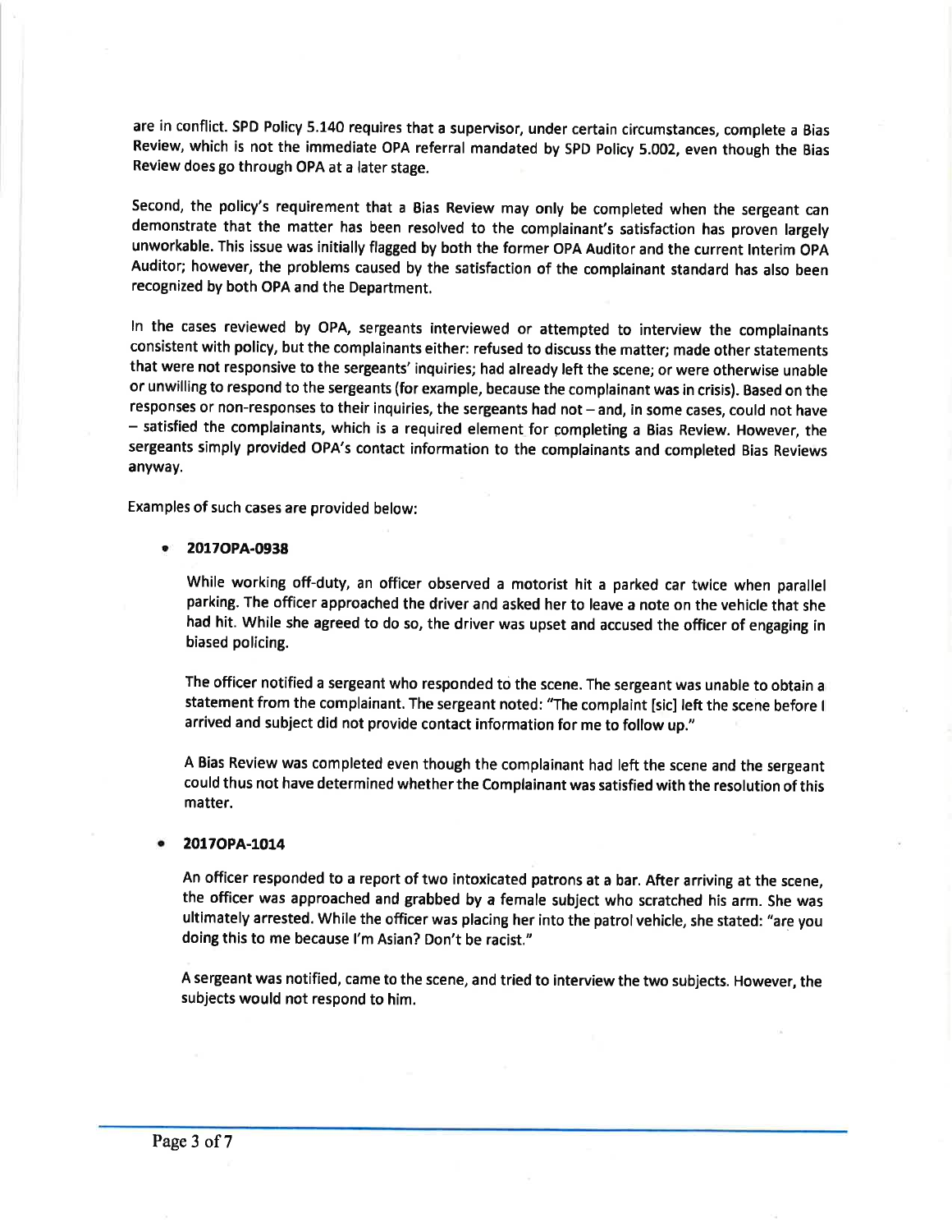are in conflict. SPD Policy 5.140 requires that a supervisor, under certain circumstances, complete a Bias Review, which is not the immediate OPA referral mandated by SPD Policy 5.002, even though the Bias Review does go through OPA at a later stage.

Second, the policy's requirement that a Bias Review may only be completed when the sergeant can demonstrate that the matter has been resolved to the complainant's satisfaction has proven largely unworkable. This issue was initially flagged by both the former OPA Auditor and the current Interim OPA Auditor; however, the problems caused by the satisfaction of the complainant standard has also been recognized by both OPA and the Department.

In the cases reviewed by OPA, sergeants interviewed or attempted to interview the complainants consistent with policy, but the complainants either: refused to discuss the matter; made other statements that were not responsive to the sergeants' inquiries; had already left the scene; or were otherwise unable or unwilling to respond to the sergeants (for example, because the complainant was in crisis). Based on the responses or non-responses to their inquiries, the sergeants had not – and, in some cases, could not have – satisfied the complainants, which is a required element for completing a Bias Review. However, the sergeants simply provided OPA's contact information to the complainants and completed Bias Reviews anyway.

Examples of such cases are provided below:

- **2017OPA-0938**

  While working off-duty, an officer observed a motorist hit a parked car twice when parallel parking. The officer approached the driver and asked her to leave a note on the vehicle that she had hit. While she agreed to do so, the driver was upset and accused the officer of engaging in biased policing.

  The officer notified a sergeant who responded to the scene. The sergeant was unable to obtain a statement from the complainant. The sergeant noted: "The complaint [sic] left the scene before I arrived and subject did not provide contact information for me to follow up."

  A Bias Review was completed even though the complainant had left the scene and the sergeant could thus not have determined whether the Complainant was satisfied with the resolution of this matter.

- **2017OPA-1014**

  An officer responded to a report of two intoxicated patrons at a bar. After arriving at the scene, the officer was approached and grabbed by a female subject who scratched his arm. She was ultimately arrested. While the officer was placing her into the patrol vehicle, she stated: "are you doing this to me because I'm Asian? Don't be racist."

  A sergeant was notified, came to the scene, and tried to interview the two subjects. However, the subjects would not respond to him.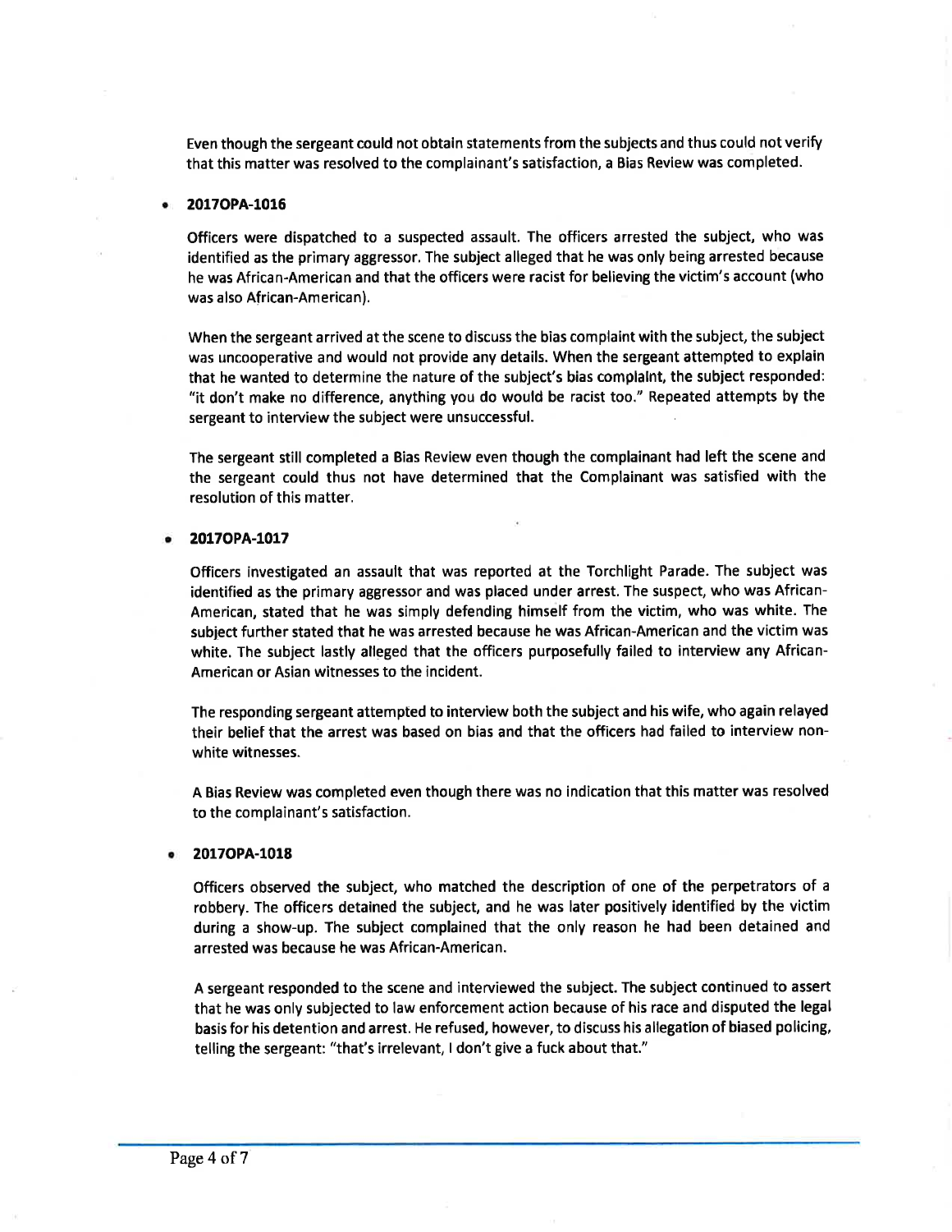Even though the sergeant could not obtain statements from the subjects and thus could not verify that this matter was resolved to the complainant's satisfaction, a Bias Review was completed.

- **2017OPA-1016**

  Officers were dispatched to a suspected assault. The officers arrested the subject, who was identified as the primary aggressor. The subject alleged that he was only being arrested because he was African-American and that the officers were racist for believing the victim's account (who was also African-American).

  When the sergeant arrived at the scene to discuss the bias complaint with the subject, the subject was uncooperative and would not provide any details. When the sergeant attempted to explain that he wanted to determine the nature of the subject's bias complaint, the subject responded: "it don't make no difference, anything you do would be racist too." Repeated attempts by the sergeant to interview the subject were unsuccessful.

  The sergeant still completed a Bias Review even though the complainant had left the scene and the sergeant could thus not have determined that the Complainant was satisfied with the resolution of this matter.

- **2017OPA-1017**

  Officers investigated an assault that was reported at the Torchlight Parade. The subject was identified as the primary aggressor and was placed under arrest. The suspect, who was African-American, stated that he was simply defending himself from the victim, who was white. The subject further stated that he was arrested because he was African-American and the victim was white. The subject lastly alleged that the officers purposefully failed to interview any African-American or Asian witnesses to the incident.

  The responding sergeant attempted to interview both the subject and his wife, who again relayed their belief that the arrest was based on bias and that the officers had failed to interview non-white witnesses.

  A Bias Review was completed even though there was no indication that this matter was resolved to the complainant's satisfaction.

- **2017OPA-1018**

  Officers observed the subject, who matched the description of one of the perpetrators of a robbery. The officers detained the subject, and he was later positively identified by the victim during a show-up. The subject complained that the only reason he had been detained and arrested was because he was African-American.

  A sergeant responded to the scene and interviewed the subject. The subject continued to assert that he was only subjected to law enforcement action because of his race and disputed the legal basis for his detention and arrest. He refused, however, to discuss his allegation of biased policing, telling the sergeant: "that's irrelevant, I don't give a fuck about that."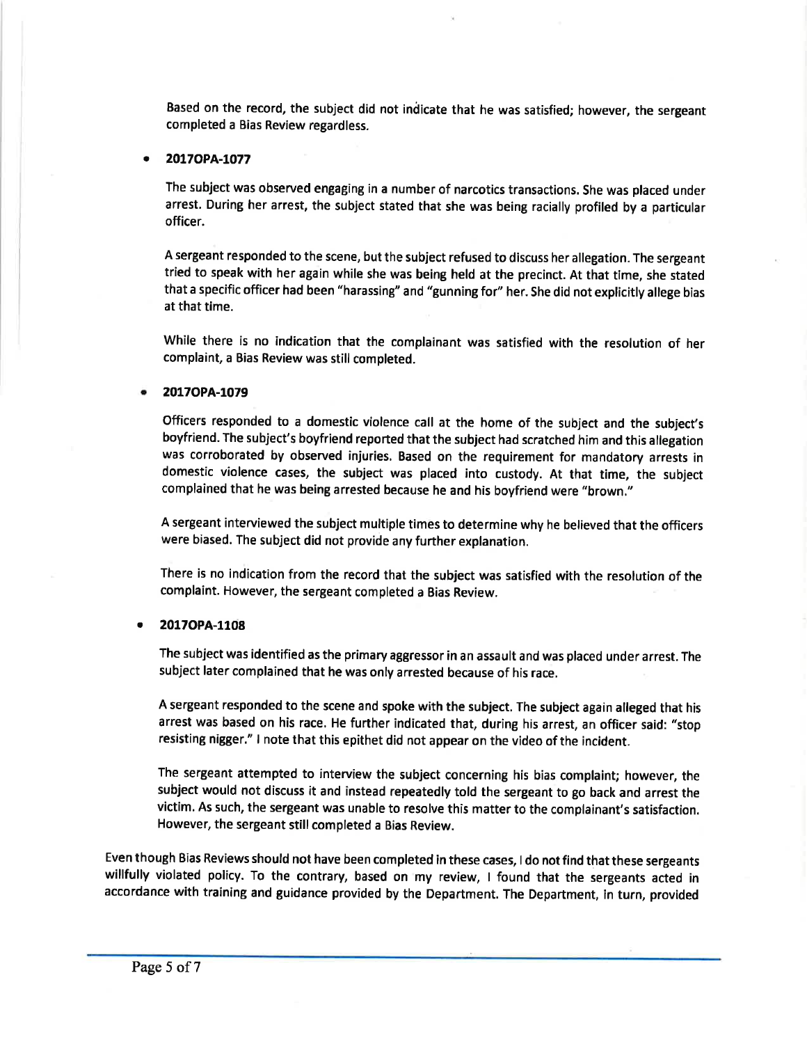Based on the record, the subject did not indicate that he was satisfied; however, the sergeant completed a Bias Review regardless.

- **2017OPA-1077**

  The subject was observed engaging in a number of narcotics transactions. She was placed under arrest. During her arrest, the subject stated that she was being racially profiled by a particular officer.

  A sergeant responded to the scene, but the subject refused to discuss her allegation. The sergeant tried to speak with her again while she was being held at the precinct. At that time, she stated that a specific officer had been "harassing" and "gunning for" her. She did not explicitly allege bias at that time.

  While there is no indication that the complainant was satisfied with the resolution of her complaint, a Bias Review was still completed.

- **2017OPA-1079**

  Officers responded to a domestic violence call at the home of the subject and the subject's boyfriend. The subject's boyfriend reported that the subject had scratched him and this allegation was corroborated by observed injuries. Based on the requirement for mandatory arrests in domestic violence cases, the subject was placed into custody. At that time, the subject complained that he was being arrested because he and his boyfriend were "brown."

  A sergeant interviewed the subject multiple times to determine why he believed that the officers were biased. The subject did not provide any further explanation.

  There is no indication from the record that the subject was satisfied with the resolution of the complaint. However, the sergeant completed a Bias Review.

- **2017OPA-1108**

  The subject was identified as the primary aggressor in an assault and was placed under arrest. The subject later complained that he was only arrested because of his race.

  A sergeant responded to the scene and spoke with the subject. The subject again alleged that his arrest was based on his race. He further indicated that, during his arrest, an officer said: "stop resisting nigger." I note that this epithet did not appear on the video of the incident.

  The sergeant attempted to interview the subject concerning his bias complaint; however, the subject would not discuss it and instead repeatedly told the sergeant to go back and arrest the victim. As such, the sergeant was unable to resolve this matter to the complainant's satisfaction. However, the sergeant still completed a Bias Review.

Even though Bias Reviews should not have been completed in these cases, I do not find that these sergeants willfully violated policy. To the contrary, based on my review, I found that the sergeants acted in accordance with training and guidance provided by the Department. The Department, in turn, provided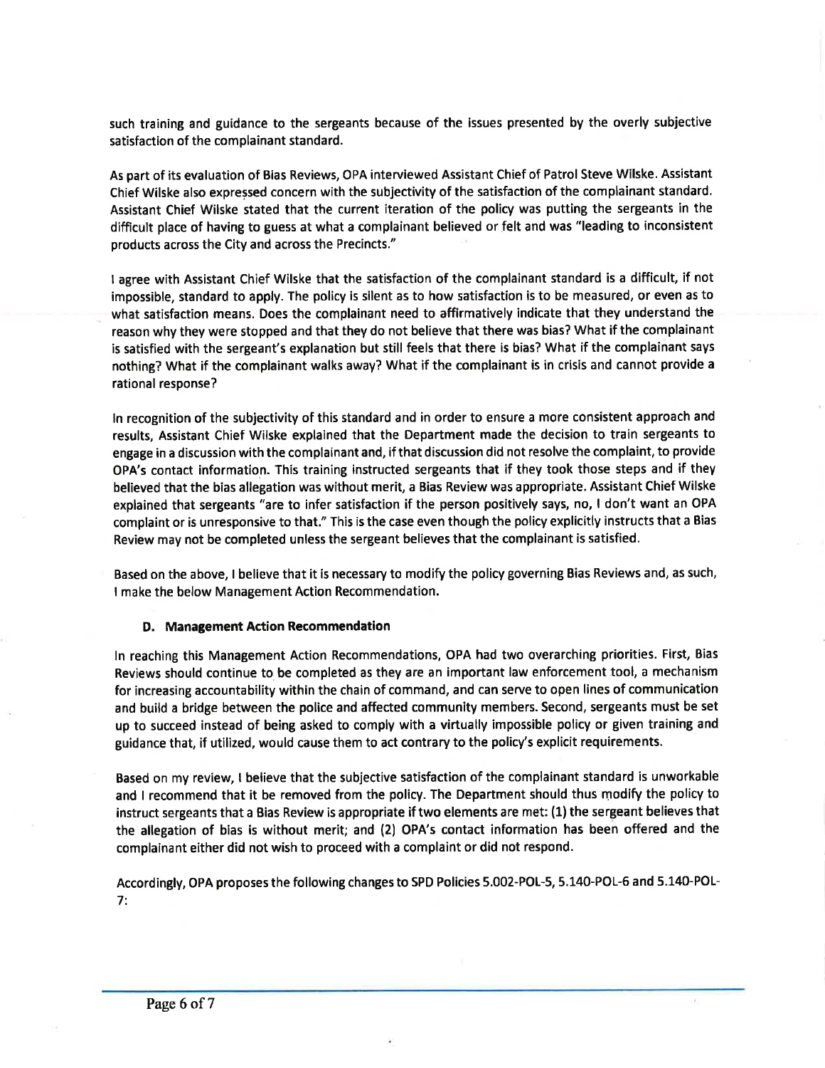such training and guidance to the sergeants because of the issues presented by the overly subjective satisfaction of the complainant standard.

As part of its evaluation of Bias Reviews, OPA interviewed Assistant Chief of Patrol Steve Wilske. Assistant Chief Wilske also expressed concern with the subjectivity of the satisfaction of the complainant standard. Assistant Chief Wilske stated that the current iteration of the policy was putting the sergeants in the difficult place of having to guess at what a complainant believed or felt and was "leading to inconsistent products across the City and across the Precincts."

I agree with Assistant Chief Wilske that the satisfaction of the complainant standard is a difficult, if not impossible, standard to apply. The policy is silent as to how satisfaction is to be measured, or even as to what satisfaction means. Does the complainant need to affirmatively indicate that they understand the reason why they were stopped and that they do not believe that there was bias? What if the complainant is satisfied with the sergeant's explanation but still feels that there is bias? What if the complainant says nothing? What if the complainant walks away? What if the complainant is in crisis and cannot provide a rational response?

In recognition of the subjectivity of this standard and in order to ensure a more consistent approach and results, Assistant Chief Wilske explained that the Department made the decision to train sergeants to engage in a discussion with the complainant and, if that discussion did not resolve the complaint, to provide OPA's contact information. This training instructed sergeants that if they took those steps and if they believed that the bias allegation was without merit, a Bias Review was appropriate. Assistant Chief Wilske explained that sergeants "are to infer satisfaction if the person positively says, no, I don't want an OPA complaint or is unresponsive to that." This is the case even though the policy explicitly instructs that a Bias Review may not be completed unless the sergeant believes that the complainant is satisfied.

Based on the above, I believe that it is necessary to modify the policy governing Bias Reviews and, as such, I make the below Management Action Recommendation.

### D. Management Action Recommendation

In reaching this Management Action Recommendations, OPA had two overarching priorities. First, Bias Reviews should continue to be completed as they are an important law enforcement tool, a mechanism for increasing accountability within the chain of command, and can serve to open lines of communication and build a bridge between the police and affected community members. Second, sergeants must be set up to succeed instead of being asked to comply with a virtually impossible policy or given training and guidance that, if utilized, would cause them to act contrary to the policy's explicit requirements.

Based on my review, I believe that the subjective satisfaction of the complainant standard is unworkable and I recommend that it be removed from the policy. The Department should thus modify the policy to instruct sergeants that a Bias Review is appropriate if two elements are met: (1) the sergeant believes that the allegation of bias is without merit; and (2) OPA's contact information has been offered and the complainant either did not wish to proceed with a complaint or did not respond.

Accordingly, OPA proposes the following changes to SPD Policies 5.002-POL-5, 5.140-POL-6 and 5.140-POL-7: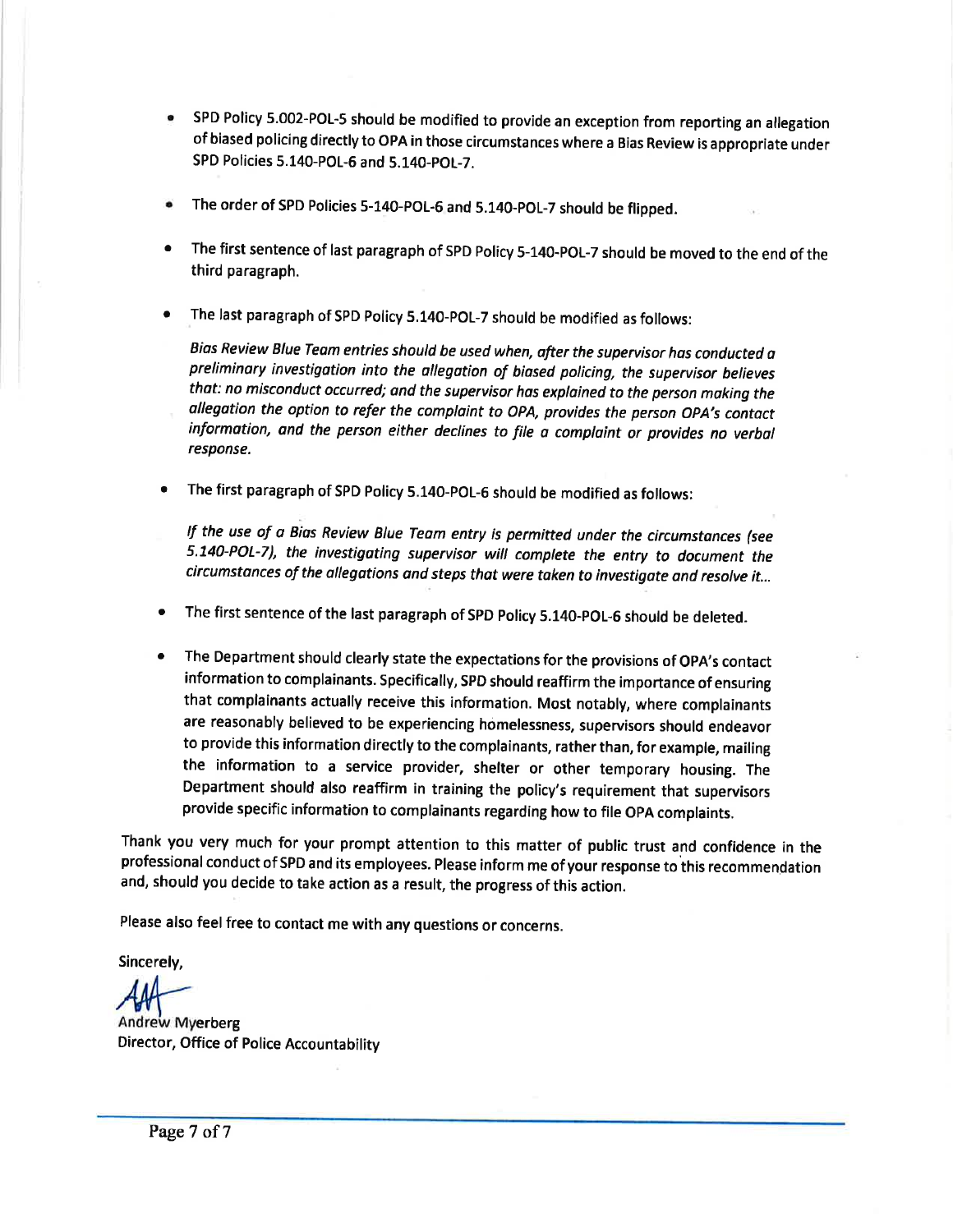- SPD Policy 5.002-POL-5 should be modified to provide an exception from reporting an allegation of biased policing directly to OPA in those circumstances where a Bias Review is appropriate under SPD Policies 5.140-POL-6 and 5.140-POL-7.

- The order of SPD Policies 5-140-POL-6 and 5.140-POL-7 should be flipped.

- The first sentence of last paragraph of SPD Policy 5-140-POL-7 should be moved to the end of the third paragraph.

- The last paragraph of SPD Policy 5.140-POL-7 should be modified as follows:

  *Bias Review Blue Team entries should be used when, after the supervisor has conducted a preliminary investigation into the allegation of biased policing, the supervisor believes that: no misconduct occurred; and the supervisor has explained to the person making the allegation the option to refer the complaint to OPA, provides the person OPA's contact information, and the person either declines to file a complaint or provides no verbal response.*

- The first paragraph of SPD Policy 5.140-POL-6 should be modified as follows:

  *If the use of a Bias Review Blue Team entry is permitted under the circumstances (see 5.140-POL-7), the investigating supervisor will complete the entry to document the circumstances of the allegations and steps that were taken to investigate and resolve it...*

- The first sentence of the last paragraph of SPD Policy 5.140-POL-6 should be deleted.

- The Department should clearly state the expectations for the provisions of OPA's contact information to complainants. Specifically, SPD should reaffirm the importance of ensuring that complainants actually receive this information. Most notably, where complainants are reasonably believed to be experiencing homelessness, supervisors should endeavor to provide this information directly to the complainants, rather than, for example, mailing the information to a service provider, shelter or other temporary housing. The Department should also reaffirm in training the policy's requirement that supervisors provide specific information to complainants regarding how to file OPA complaints.

Thank you very much for your prompt attention to this matter of public trust and confidence in the professional conduct of SPD and its employees. Please inform me of your response to this recommendation and, should you decide to take action as a result, the progress of this action.

Please also feel free to contact me with any questions or concerns.

Sincerely,

Andrew Myerberg
Director, Office of Police Accountability